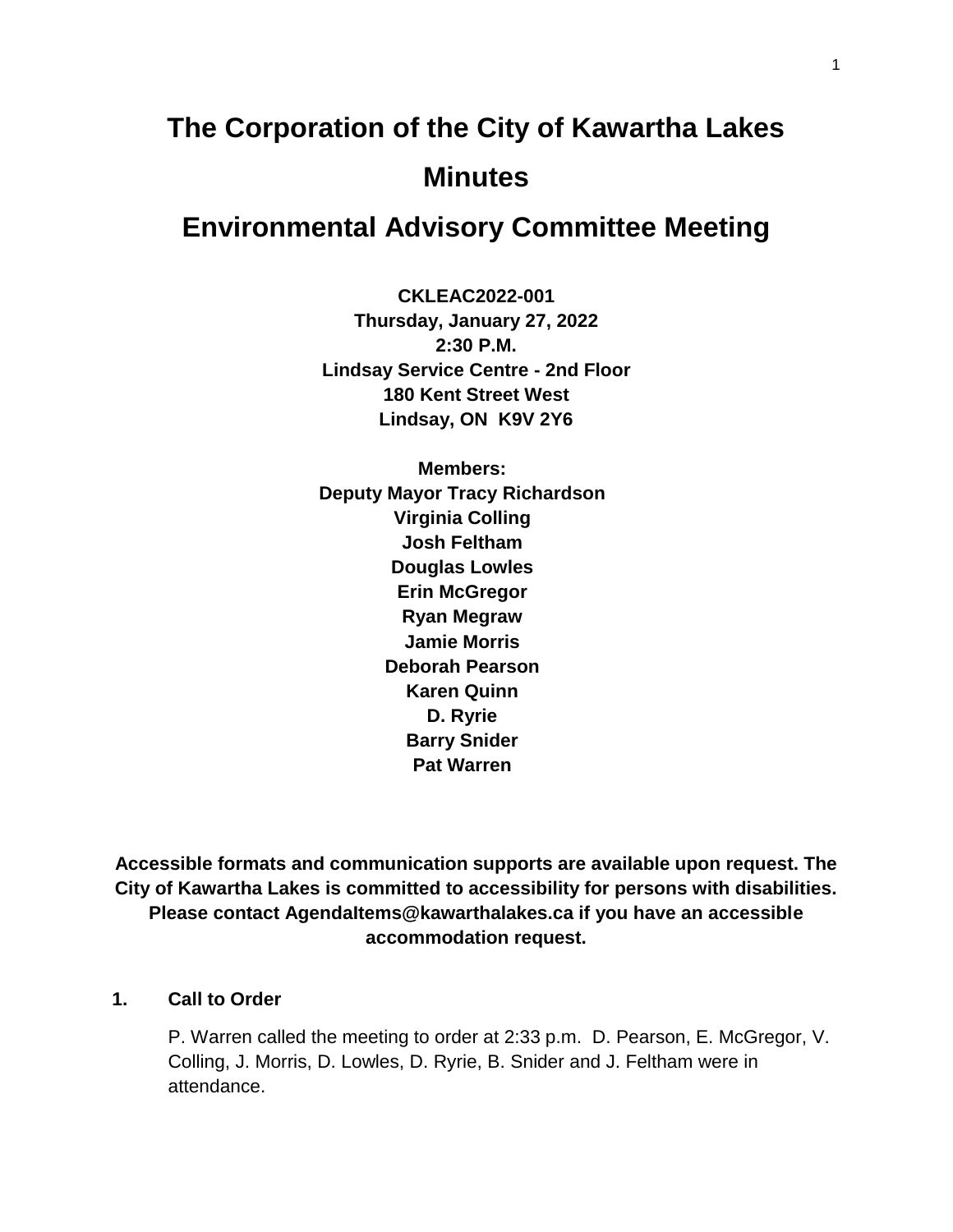# The Corporation of the City of Kawartha Lakes

# Minutes

# Environmental Advisory Committee Meeting

**CKLEAC2022-001**
**Thursday, January 27, 2022**
**2:30 P.M.**
**Lindsay Service Centre - 2nd Floor**
**180 Kent Street West**
**Lindsay, ON K9V 2Y6**

**Members:**
**Deputy Mayor Tracy Richardson**
**Virginia Colling**
**Josh Feltham**
**Douglas Lowles**
**Erin McGregor**
**Ryan Megraw**
**Jamie Morris**
**Deborah Pearson**
**Karen Quinn**
**D. Ryrie**
**Barry Snider**
**Pat Warren**

**Accessible formats and communication supports are available upon request. The City of Kawartha Lakes is committed to accessibility for persons with disabilities. Please contact AgendaItems@kawarthalakes.ca if you have an accessible accommodation request.**

## 1. Call to Order

P. Warren called the meeting to order at 2:33 p.m. D. Pearson, E. McGregor, V. Colling, J. Morris, D. Lowles, D. Ryrie, B. Snider and J. Feltham were in attendance.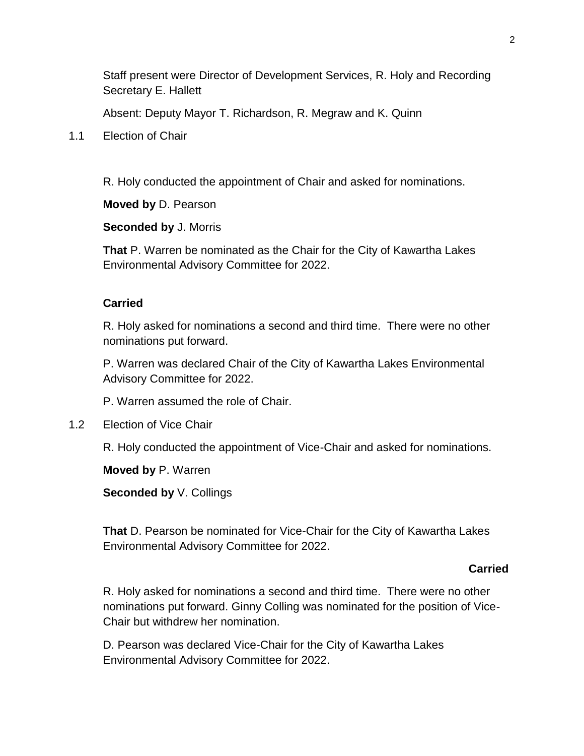Staff present were Director of Development Services, R. Holy and Recording Secretary E. Hallett

Absent: Deputy Mayor T. Richardson, R. Megraw and K. Quinn

1.1 Election of Chair

R. Holy conducted the appointment of Chair and asked for nominations.

**Moved by** D. Pearson

**Seconded by** J. Morris

**That** P. Warren be nominated as the Chair for the City of Kawartha Lakes Environmental Advisory Committee for 2022.

**Carried**

R. Holy asked for nominations a second and third time. There were no other nominations put forward.

P. Warren was declared Chair of the City of Kawartha Lakes Environmental Advisory Committee for 2022.

P. Warren assumed the role of Chair.

1.2 Election of Vice Chair

R. Holy conducted the appointment of Vice-Chair and asked for nominations.

**Moved by** P. Warren

**Seconded by** V. Collings

**That** D. Pearson be nominated for Vice-Chair for the City of Kawartha Lakes Environmental Advisory Committee for 2022.

**Carried**

R. Holy asked for nominations a second and third time. There were no other nominations put forward. Ginny Colling was nominated for the position of Vice-Chair but withdrew her nomination.

D. Pearson was declared Vice-Chair for the City of Kawartha Lakes Environmental Advisory Committee for 2022.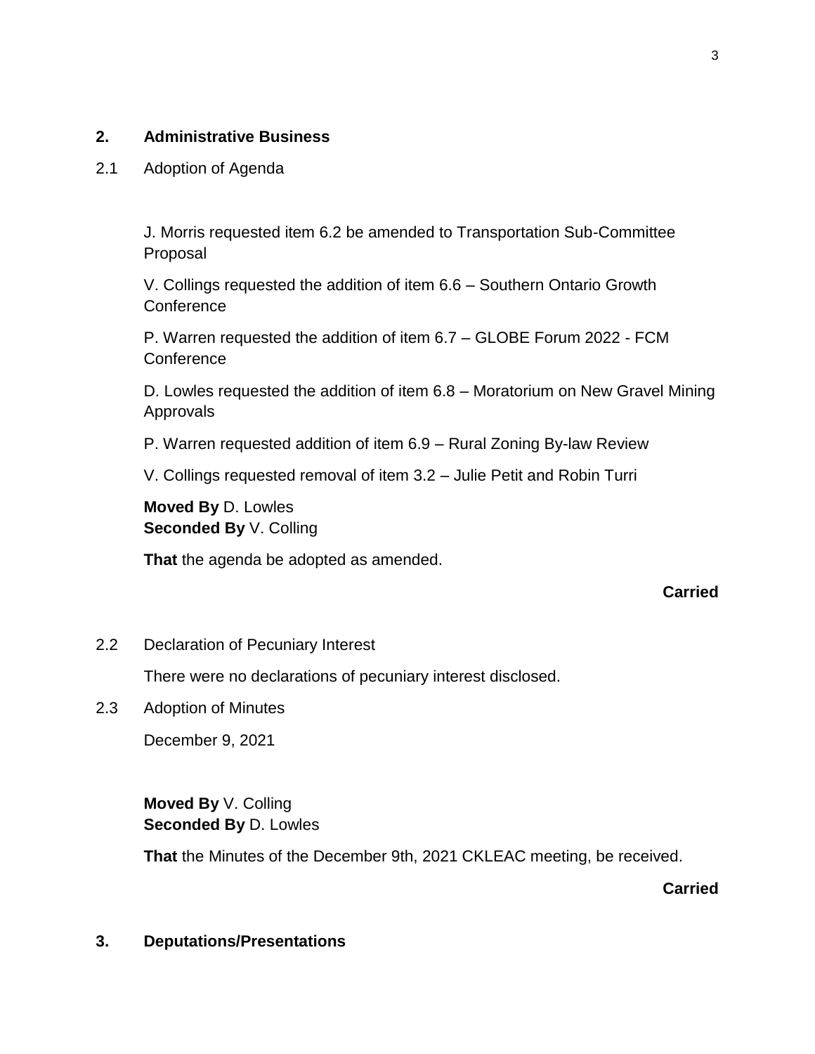## 2. Administrative Business

2.1 Adoption of Agenda

J. Morris requested item 6.2 be amended to Transportation Sub-Committee Proposal

V. Collings requested the addition of item 6.6 – Southern Ontario Growth Conference

P. Warren requested the addition of item 6.7 – GLOBE Forum 2022 - FCM Conference

D. Lowles requested the addition of item 6.8 – Moratorium on New Gravel Mining Approvals

P. Warren requested addition of item 6.9 – Rural Zoning By-law Review

V. Collings requested removal of item 3.2 – Julie Petit and Robin Turri

**Moved By** D. Lowles
**Seconded By** V. Colling

**That** the agenda be adopted as amended.

**Carried**

2.2 Declaration of Pecuniary Interest

There were no declarations of pecuniary interest disclosed.

2.3 Adoption of Minutes

December 9, 2021

**Moved By** V. Colling
**Seconded By** D. Lowles

**That** the Minutes of the December 9th, 2021 CKLEAC meeting, be received.

**Carried**

## 3. Deputations/Presentations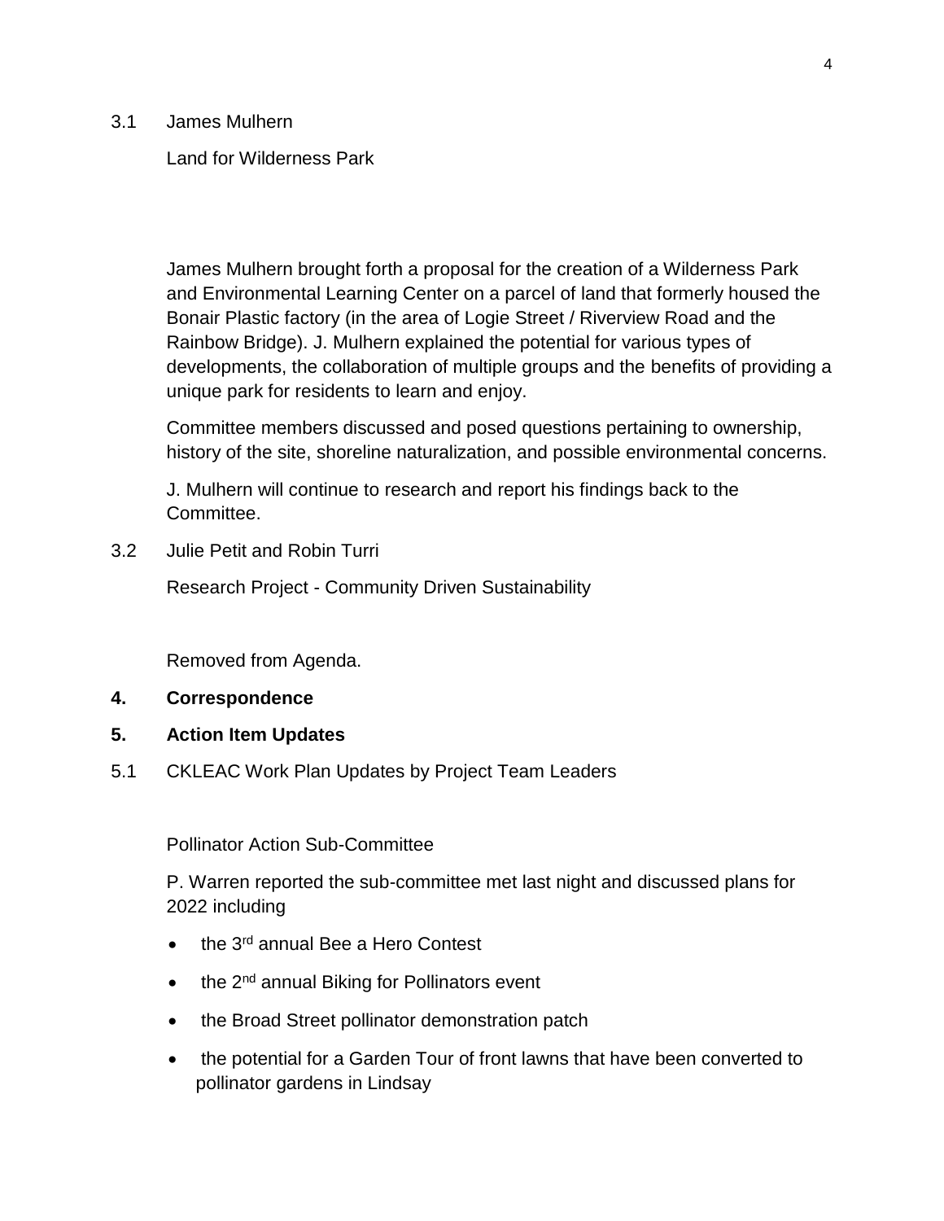3.1 James Mulhern

Land for Wilderness Park

James Mulhern brought forth a proposal for the creation of a Wilderness Park and Environmental Learning Center on a parcel of land that formerly housed the Bonair Plastic factory (in the area of Logie Street / Riverview Road and the Rainbow Bridge). J. Mulhern explained the potential for various types of developments, the collaboration of multiple groups and the benefits of providing a unique park for residents to learn and enjoy.

Committee members discussed and posed questions pertaining to ownership, history of the site, shoreline naturalization, and possible environmental concerns.

J. Mulhern will continue to research and report his findings back to the Committee.

3.2 Julie Petit and Robin Turri

Research Project - Community Driven Sustainability

Removed from Agenda.

**4. Correspondence**

**5. Action Item Updates**

5.1 CKLEAC Work Plan Updates by Project Team Leaders

Pollinator Action Sub-Committee

P. Warren reported the sub-committee met last night and discussed plans for 2022 including

- the 3rd annual Bee a Hero Contest
- the 2nd annual Biking for Pollinators event
- the Broad Street pollinator demonstration patch
- the potential for a Garden Tour of front lawns that have been converted to pollinator gardens in Lindsay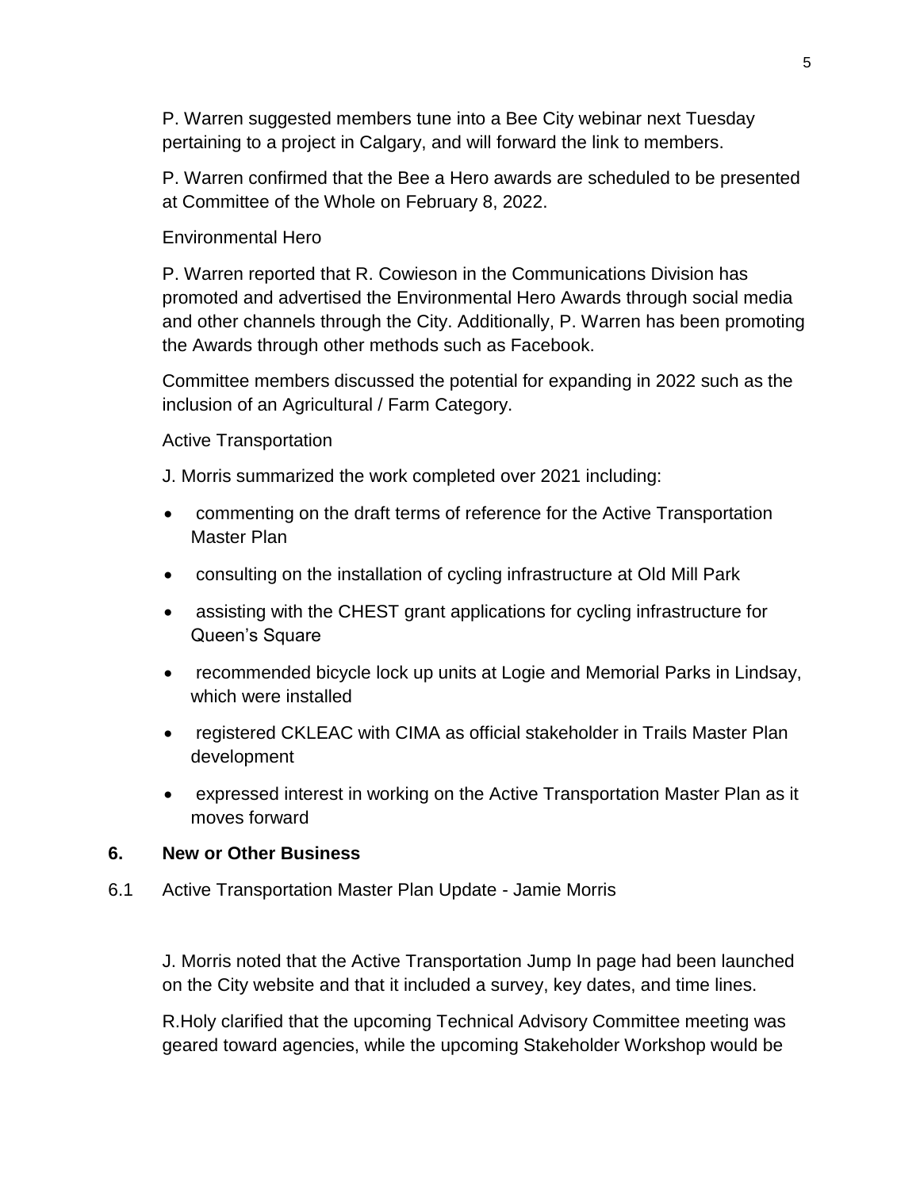P. Warren suggested members tune into a Bee City webinar next Tuesday pertaining to a project in Calgary, and will forward the link to members.

P. Warren confirmed that the Bee a Hero awards are scheduled to be presented at Committee of the Whole on February 8, 2022.

Environmental Hero

P. Warren reported that R. Cowieson in the Communications Division has promoted and advertised the Environmental Hero Awards through social media and other channels through the City. Additionally, P. Warren has been promoting the Awards through other methods such as Facebook.

Committee members discussed the potential for expanding in 2022 such as the inclusion of an Agricultural / Farm Category.

Active Transportation

J. Morris summarized the work completed over 2021 including:

- commenting on the draft terms of reference for the Active Transportation Master Plan
- consulting on the installation of cycling infrastructure at Old Mill Park
- assisting with the CHEST grant applications for cycling infrastructure for Queen's Square
- recommended bicycle lock up units at Logie and Memorial Parks in Lindsay, which were installed
- registered CKLEAC with CIMA as official stakeholder in Trails Master Plan development
- expressed interest in working on the Active Transportation Master Plan as it moves forward

## 6. New or Other Business

6.1 Active Transportation Master Plan Update - Jamie Morris

J. Morris noted that the Active Transportation Jump In page had been launched on the City website and that it included a survey, key dates, and time lines.

R.Holy clarified that the upcoming Technical Advisory Committee meeting was geared toward agencies, while the upcoming Stakeholder Workshop would be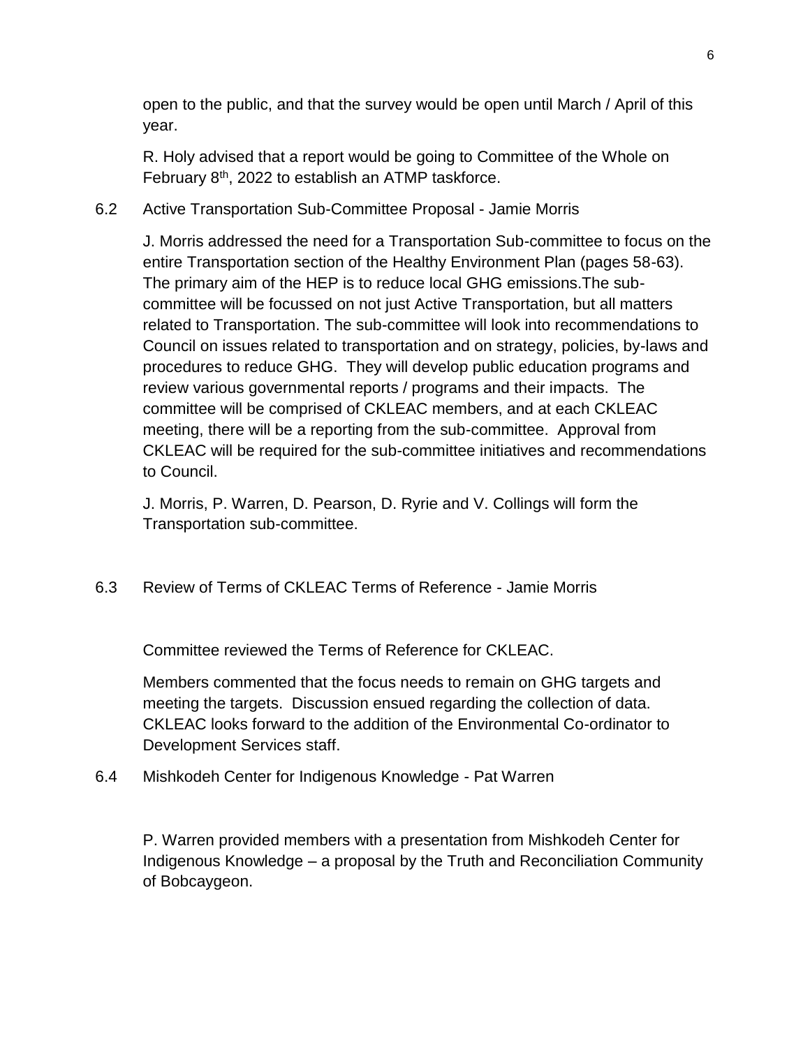open to the public, and that the survey would be open until March / April of this year.

R. Holy advised that a report would be going to Committee of the Whole on February 8th, 2022 to establish an ATMP taskforce.

6.2 Active Transportation Sub-Committee Proposal - Jamie Morris

J. Morris addressed the need for a Transportation Sub-committee to focus on the entire Transportation section of the Healthy Environment Plan (pages 58-63). The primary aim of the HEP is to reduce local GHG emissions.The sub-committee will be focussed on not just Active Transportation, but all matters related to Transportation. The sub-committee will look into recommendations to Council on issues related to transportation and on strategy, policies, by-laws and procedures to reduce GHG. They will develop public education programs and review various governmental reports / programs and their impacts. The committee will be comprised of CKLEAC members, and at each CKLEAC meeting, there will be a reporting from the sub-committee. Approval from CKLEAC will be required for the sub-committee initiatives and recommendations to Council.

J. Morris, P. Warren, D. Pearson, D. Ryrie and V. Collings will form the Transportation sub-committee.

6.3 Review of Terms of CKLEAC Terms of Reference - Jamie Morris

Committee reviewed the Terms of Reference for CKLEAC.

Members commented that the focus needs to remain on GHG targets and meeting the targets. Discussion ensued regarding the collection of data. CKLEAC looks forward to the addition of the Environmental Co-ordinator to Development Services staff.

6.4 Mishkodeh Center for Indigenous Knowledge - Pat Warren

P. Warren provided members with a presentation from Mishkodeh Center for Indigenous Knowledge – a proposal by the Truth and Reconciliation Community of Bobcaygeon.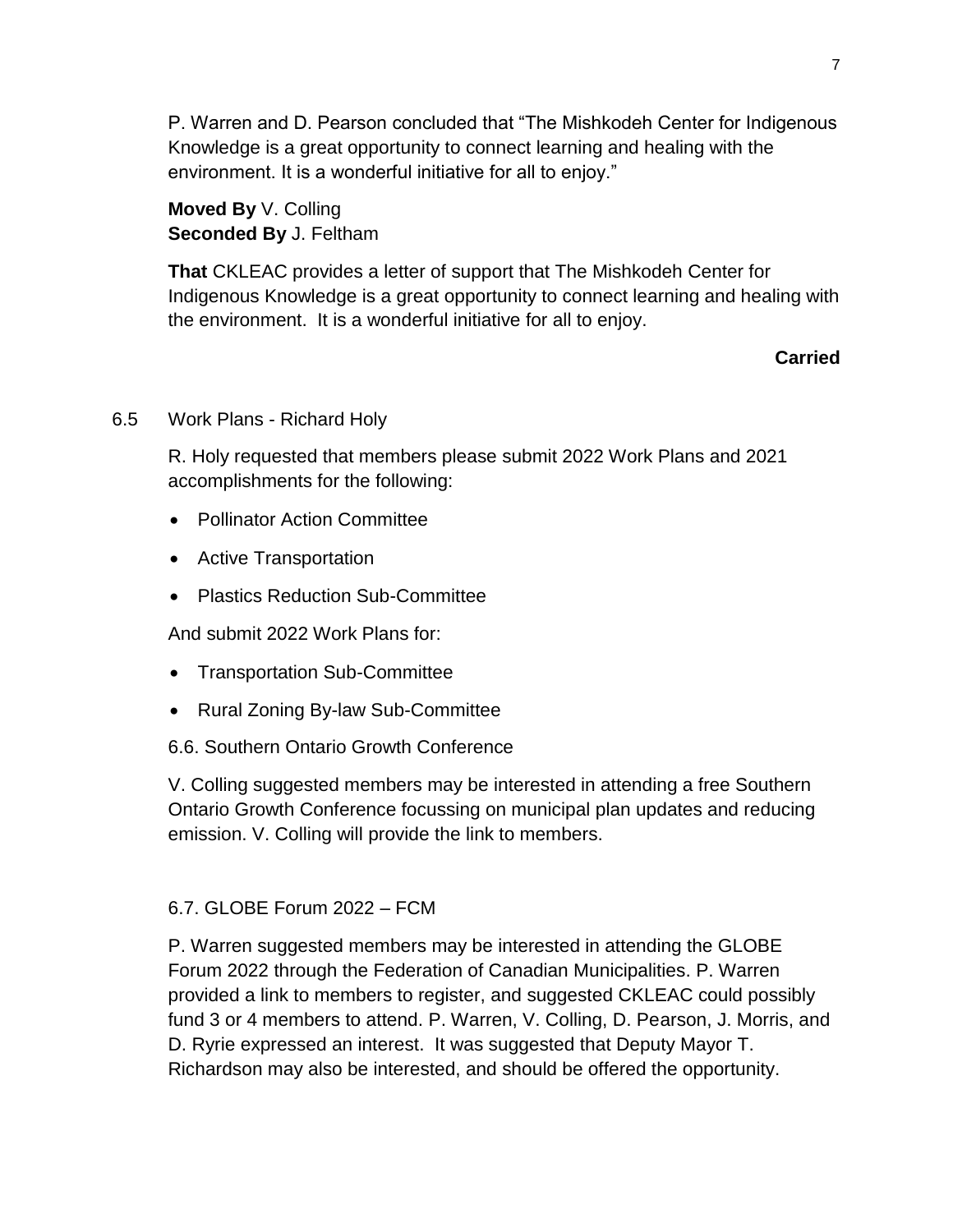P. Warren and D. Pearson concluded that “The Mishkodeh Center for Indigenous Knowledge is a great opportunity to connect learning and healing with the environment. It is a wonderful initiative for all to enjoy.”

**Moved By** V. Colling
**Seconded By** J. Feltham

**That** CKLEAC provides a letter of support that The Mishkodeh Center for Indigenous Knowledge is a great opportunity to connect learning and healing with the environment. It is a wonderful initiative for all to enjoy.

**Carried**

6.5 Work Plans - Richard Holy

R. Holy requested that members please submit 2022 Work Plans and 2021 accomplishments for the following:

- Pollinator Action Committee
- Active Transportation
- Plastics Reduction Sub-Committee

And submit 2022 Work Plans for:

- Transportation Sub-Committee
- Rural Zoning By-law Sub-Committee

6.6. Southern Ontario Growth Conference

V. Colling suggested members may be interested in attending a free Southern Ontario Growth Conference focussing on municipal plan updates and reducing emission. V. Colling will provide the link to members.

6.7. GLOBE Forum 2022 – FCM

P. Warren suggested members may be interested in attending the GLOBE Forum 2022 through the Federation of Canadian Municipalities. P. Warren provided a link to members to register, and suggested CKLEAC could possibly fund 3 or 4 members to attend. P. Warren, V. Colling, D. Pearson, J. Morris, and D. Ryrie expressed an interest. It was suggested that Deputy Mayor T. Richardson may also be interested, and should be offered the opportunity.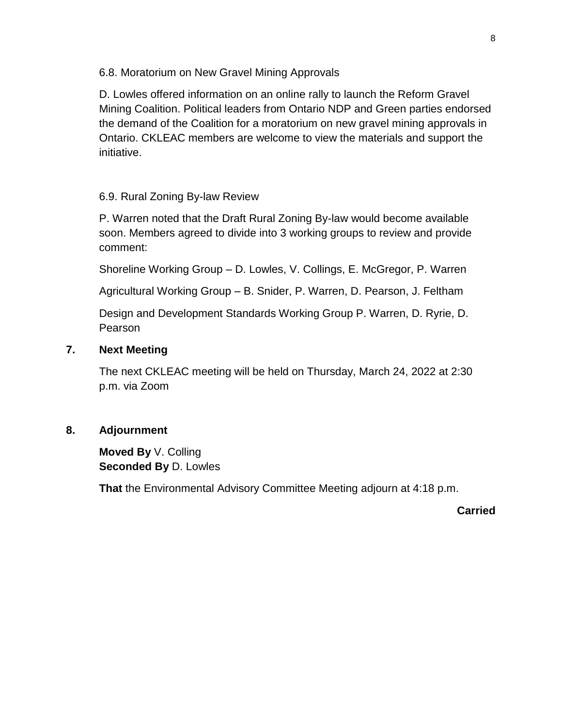6.8. Moratorium on New Gravel Mining Approvals

D. Lowles offered information on an online rally to launch the Reform Gravel Mining Coalition. Political leaders from Ontario NDP and Green parties endorsed the demand of the Coalition for a moratorium on new gravel mining approvals in Ontario. CKLEAC members are welcome to view the materials and support the initiative.

6.9. Rural Zoning By-law Review

P. Warren noted that the Draft Rural Zoning By-law would become available soon. Members agreed to divide into 3 working groups to review and provide comment:

Shoreline Working Group – D. Lowles, V. Collings, E. McGregor, P. Warren

Agricultural Working Group – B. Snider, P. Warren, D. Pearson, J. Feltham

Design and Development Standards Working Group P. Warren, D. Ryrie, D. Pearson

## 7. Next Meeting

The next CKLEAC meeting will be held on Thursday, March 24, 2022 at 2:30 p.m. via Zoom

## 8. Adjournment

**Moved By** V. Colling
**Seconded By** D. Lowles

**That** the Environmental Advisory Committee Meeting adjourn at 4:18 p.m.

**Carried**